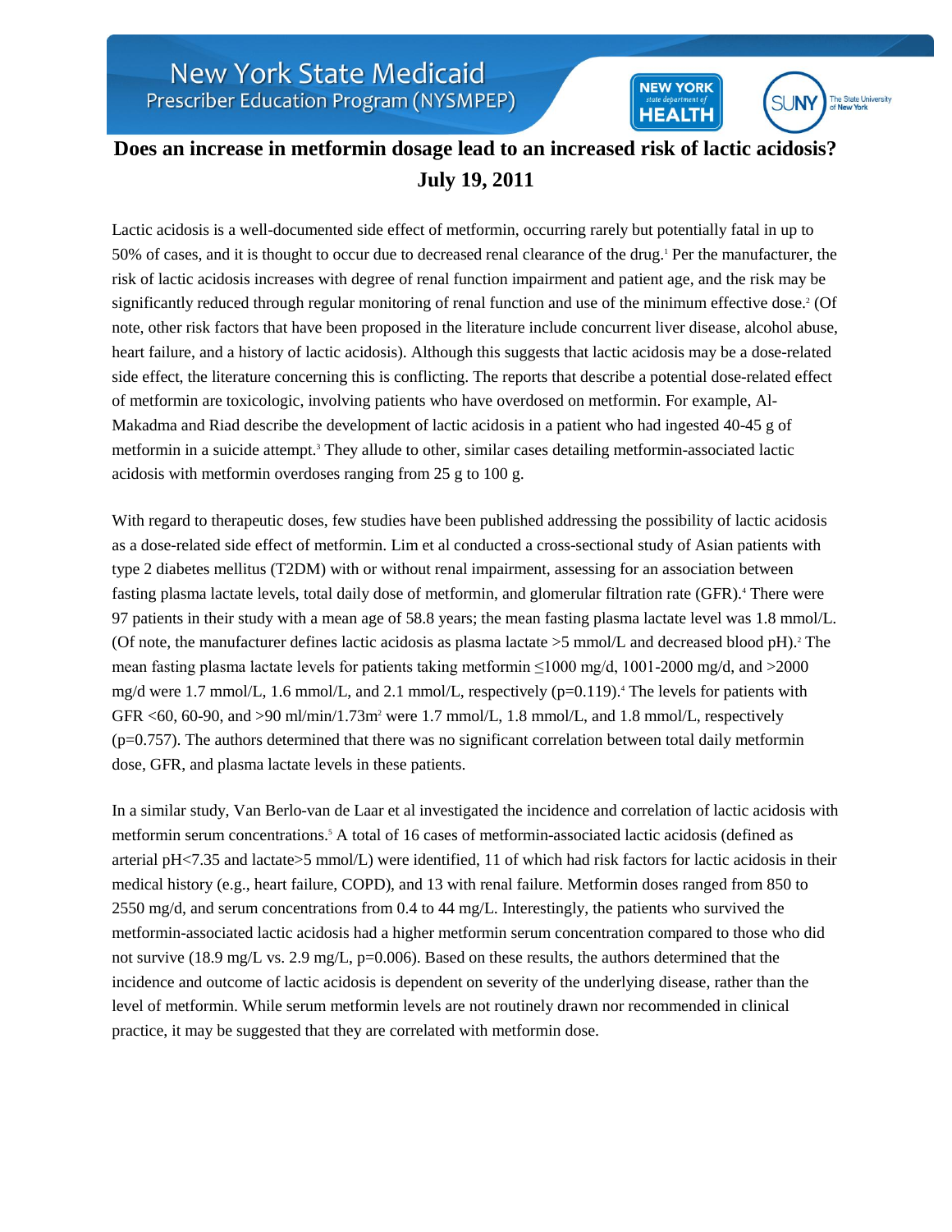New York State Medicaid
Prescriber Education Program (NYSMPEP)

# Does an increase in metformin dosage lead to an increased risk of lactic acidosis?

**July 19, 2011**

Lactic acidosis is a well-documented side effect of metformin, occurring rarely but potentially fatal in up to 50% of cases, and it is thought to occur due to decreased renal clearance of the drug.[1] Per the manufacturer, the risk of lactic acidosis increases with degree of renal function impairment and patient age, and the risk may be significantly reduced through regular monitoring of renal function and use of the minimum effective dose.[2] (Of note, other risk factors that have been proposed in the literature include concurrent liver disease, alcohol abuse, heart failure, and a history of lactic acidosis). Although this suggests that lactic acidosis may be a dose-related side effect, the literature concerning this is conflicting. The reports that describe a potential dose-related effect of metformin are toxicologic, involving patients who have overdosed on metformin. For example, Al-Makadma and Riad describe the development of lactic acidosis in a patient who had ingested 40-45 g of metformin in a suicide attempt.[3] They allude to other, similar cases detailing metformin-associated lactic acidosis with metformin overdoses ranging from 25 g to 100 g.

With regard to therapeutic doses, few studies have been published addressing the possibility of lactic acidosis as a dose-related side effect of metformin. Lim et al conducted a cross-sectional study of Asian patients with type 2 diabetes mellitus (T2DM) with or without renal impairment, assessing for an association between fasting plasma lactate levels, total daily dose of metformin, and glomerular filtration rate (GFR).[4] There were 97 patients in their study with a mean age of 58.8 years; the mean fasting plasma lactate level was 1.8 mmol/L. (Of note, the manufacturer defines lactic acidosis as plasma lactate >5 mmol/L and decreased blood pH).[2] The mean fasting plasma lactate levels for patients taking metformin ≤1000 mg/d, 1001-2000 mg/d, and >2000 mg/d were 1.7 mmol/L, 1.6 mmol/L, and 2.1 mmol/L, respectively ($p=0.119$).[4] The levels for patients with GFR <60, 60-90, and >90 ml/min/1.73m$^2$ were 1.7 mmol/L, 1.8 mmol/L, and 1.8 mmol/L, respectively ($p=0.757$). The authors determined that there was no significant correlation between total daily metformin dose, GFR, and plasma lactate levels in these patients.

In a similar study, Van Berlo-van de Laar et al investigated the incidence and correlation of lactic acidosis with metformin serum concentrations.[5] A total of 16 cases of metformin-associated lactic acidosis (defined as arterial pH<7.35 and lactate>5 mmol/L) were identified, 11 of which had risk factors for lactic acidosis in their medical history (e.g., heart failure, COPD), and 13 with renal failure. Metformin doses ranged from 850 to 2550 mg/d, and serum concentrations from 0.4 to 44 mg/L. Interestingly, the patients who survived the metformin-associated lactic acidosis had a higher metformin serum concentration compared to those who did not survive (18.9 mg/L vs. 2.9 mg/L, $p=0.006$). Based on these results, the authors determined that the incidence and outcome of lactic acidosis is dependent on severity of the underlying disease, rather than the level of metformin. While serum metformin levels are not routinely drawn nor recommended in clinical practice, it may be suggested that they are correlated with metformin dose.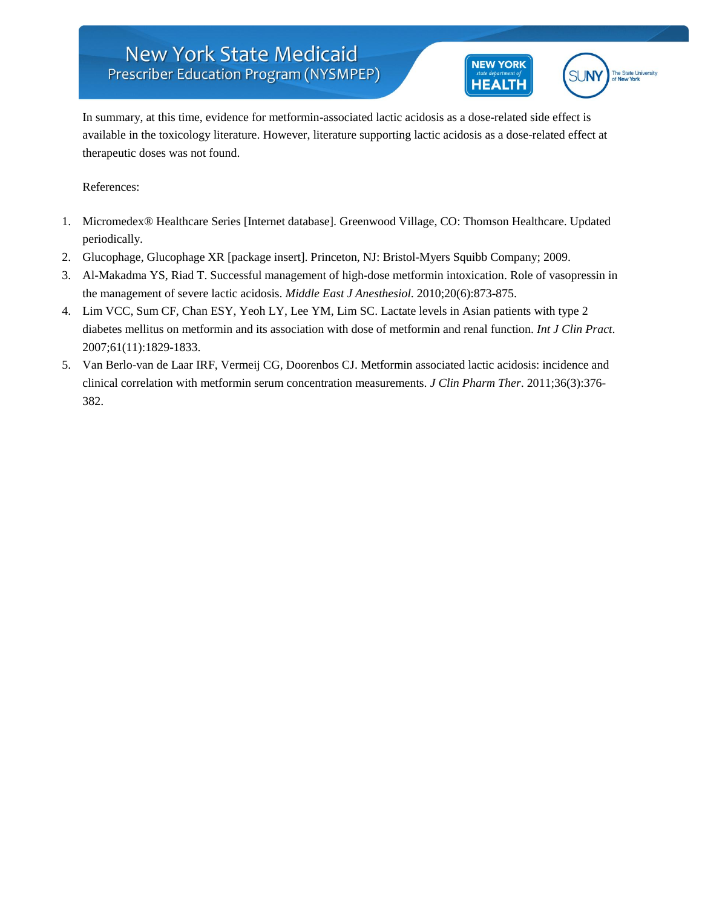In summary, at this time, evidence for metformin-associated lactic acidosis as a dose-related side effect is available in the toxicology literature. However, literature supporting lactic acidosis as a dose-related effect at therapeutic doses was not found.

References:

1. Micromedex® Healthcare Series [Internet database]. Greenwood Village, CO: Thomson Healthcare. Updated periodically.
2. Glucophage, Glucophage XR [package insert]. Princeton, NJ: Bristol-Myers Squibb Company; 2009.
3. Al-Makadma YS, Riad T. Successful management of high-dose metformin intoxication. Role of vasopressin in the management of severe lactic acidosis. *Middle East J Anesthesiol*. 2010;20(6):873-875.
4. Lim VCC, Sum CF, Chan ESY, Yeoh LY, Lee YM, Lim SC. Lactate levels in Asian patients with type 2 diabetes mellitus on metformin and its association with dose of metformin and renal function. *Int J Clin Pract*. 2007;61(11):1829-1833.
5. Van Berlo-van de Laar IRF, Vermeij CG, Doorenbos CJ. Metformin associated lactic acidosis: incidence and clinical correlation with metformin serum concentration measurements. *J Clin Pharm Ther*. 2011;36(3):376-382.